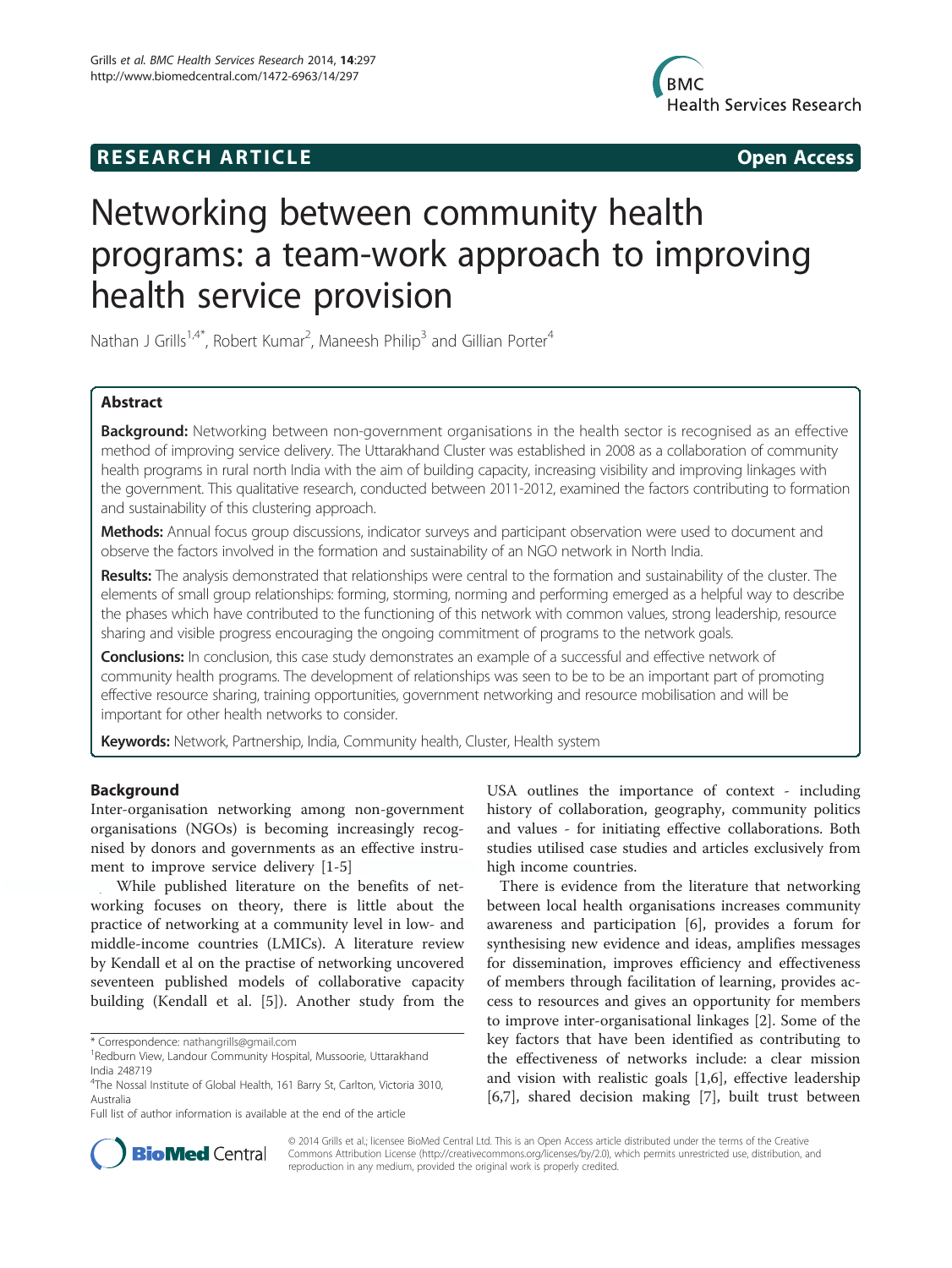**RESEARCH ARTICLE** **Open Access**

# Networking between community health programs: a team-work approach to improving health service provision

Nathan J Grills[1,4*], Robert Kumar[2], Maneesh Philip[3] and Gillian Porter[4]

## Abstract

**Background:** Networking between non-government organisations in the health sector is recognised as an effective method of improving service delivery. The Uttarakhand Cluster was established in 2008 as a collaboration of community health programs in rural north India with the aim of building capacity, increasing visibility and improving linkages with the government. This qualitative research, conducted between 2011-2012, examined the factors contributing to formation and sustainability of this clustering approach.

**Methods:** Annual focus group discussions, indicator surveys and participant observation were used to document and observe the factors involved in the formation and sustainability of an NGO network in North India.

**Results:** The analysis demonstrated that relationships were central to the formation and sustainability of the cluster. The elements of small group relationships: forming, storming, norming and performing emerged as a helpful way to describe the phases which have contributed to the functioning of this network with common values, strong leadership, resource sharing and visible progress encouraging the ongoing commitment of programs to the network goals.

**Conclusions:** In conclusion, this case study demonstrates an example of a successful and effective network of community health programs. The development of relationships was seen to be to be an important part of promoting effective resource sharing, training opportunities, government networking and resource mobilisation and will be important for other health networks to consider.

**Keywords:** Network, Partnership, India, Community health, Cluster, Health system

## Background

Inter-organisation networking among non-government organisations (NGOs) is becoming increasingly recognised by donors and governments as an effective instrument to improve service delivery [1-5]

While published literature on the benefits of networking focuses on theory, there is little about the practice of networking at a community level in low- and middle-income countries (LMICs). A literature review by Kendall et al on the practise of networking uncovered seventeen published models of collaborative capacity building (Kendall et al. [5]). Another study from the USA outlines the importance of context - including history of collaboration, geography, community politics and values - for initiating effective collaborations. Both studies utilised case studies and articles exclusively from high income countries.

There is evidence from the literature that networking between local health organisations increases community awareness and participation [6], provides a forum for synthesising new evidence and ideas, amplifies messages for dissemination, improves efficiency and effectiveness of members through facilitation of learning, provides access to resources and gives an opportunity for members to improve inter-organisational linkages [2]. Some of the key factors that have been identified as contributing to the effectiveness of networks include: a clear mission and vision with realistic goals [1,6], effective leadership [6,7], shared decision making [7], built trust between

\* Correspondence: nathangrills@gmail.com
[1]Redburn View, Landour Community Hospital, Mussoorie, Uttarakhand India 248719
[4]The Nossal Institute of Global Health, 161 Barry St, Carlton, Victoria 3010, Australia
Full list of author information is available at the end of the article

© 2014 Grills et al.; licensee BioMed Central Ltd. This is an Open Access article distributed under the terms of the Creative Commons Attribution License (http://creativecommons.org/licenses/by/2.0), which permits unrestricted use, distribution, and reproduction in any medium, provided the original work is properly credited.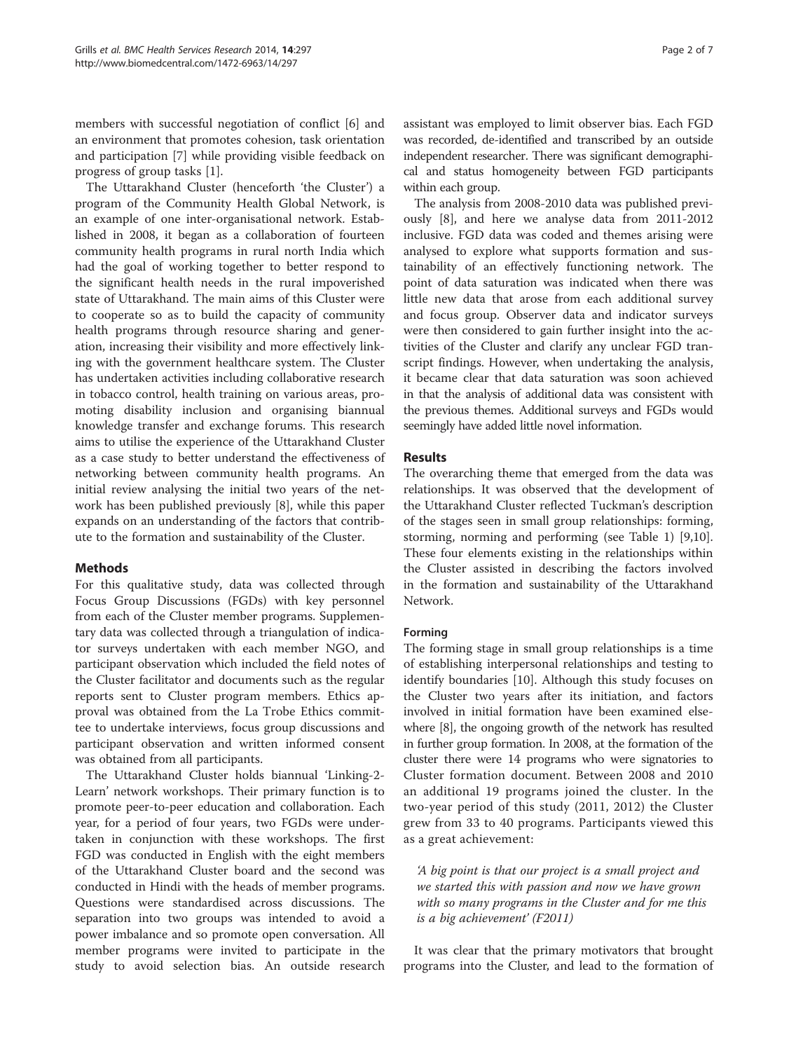members with successful negotiation of conflict [6] and an environment that promotes cohesion, task orientation and participation [7] while providing visible feedback on progress of group tasks [1].

The Uttarakhand Cluster (henceforth 'the Cluster') a program of the Community Health Global Network, is an example of one inter-organisational network. Established in 2008, it began as a collaboration of fourteen community health programs in rural north India which had the goal of working together to better respond to the significant health needs in the rural impoverished state of Uttarakhand. The main aims of this Cluster were to cooperate so as to build the capacity of community health programs through resource sharing and generation, increasing their visibility and more effectively linking with the government healthcare system. The Cluster has undertaken activities including collaborative research in tobacco control, health training on various areas, promoting disability inclusion and organising biannual knowledge transfer and exchange forums. This research aims to utilise the experience of the Uttarakhand Cluster as a case study to better understand the effectiveness of networking between community health programs. An initial review analysing the initial two years of the network has been published previously [8], while this paper expands on an understanding of the factors that contribute to the formation and sustainability of the Cluster.

## Methods

For this qualitative study, data was collected through Focus Group Discussions (FGDs) with key personnel from each of the Cluster member programs. Supplementary data was collected through a triangulation of indicator surveys undertaken with each member NGO, and participant observation which included the field notes of the Cluster facilitator and documents such as the regular reports sent to Cluster program members. Ethics approval was obtained from the La Trobe Ethics committee to undertake interviews, focus group discussions and participant observation and written informed consent was obtained from all participants.

The Uttarakhand Cluster holds biannual 'Linking-2-Learn' network workshops. Their primary function is to promote peer-to-peer education and collaboration. Each year, for a period of four years, two FGDs were undertaken in conjunction with these workshops. The first FGD was conducted in English with the eight members of the Uttarakhand Cluster board and the second was conducted in Hindi with the heads of member programs. Questions were standardised across discussions. The separation into two groups was intended to avoid a power imbalance and so promote open conversation. All member programs were invited to participate in the study to avoid selection bias. An outside research assistant was employed to limit observer bias. Each FGD was recorded, de-identified and transcribed by an outside independent researcher. There was significant demographical and status homogeneity between FGD participants within each group.

The analysis from 2008-2010 data was published previously [8], and here we analyse data from 2011-2012 inclusive. FGD data was coded and themes arising were analysed to explore what supports formation and sustainability of an effectively functioning network. The point of data saturation was indicated when there was little new data that arose from each additional survey and focus group. Observer data and indicator surveys were then considered to gain further insight into the activities of the Cluster and clarify any unclear FGD transcript findings. However, when undertaking the analysis, it became clear that data saturation was soon achieved in that the analysis of additional data was consistent with the previous themes. Additional surveys and FGDs would seemingly have added little novel information.

## Results

The overarching theme that emerged from the data was relationships. It was observed that the development of the Uttarakhand Cluster reflected Tuckman's description of the stages seen in small group relationships: forming, storming, norming and performing (see Table 1) [9,10]. These four elements existing in the relationships within the Cluster assisted in describing the factors involved in the formation and sustainability of the Uttarakhand Network.

### Forming

The forming stage in small group relationships is a time of establishing interpersonal relationships and testing to identify boundaries [10]. Although this study focuses on the Cluster two years after its initiation, and factors involved in initial formation have been examined elsewhere [8], the ongoing growth of the network has resulted in further group formation. In 2008, at the formation of the cluster there were 14 programs who were signatories to Cluster formation document. Between 2008 and 2010 an additional 19 programs joined the cluster. In the two-year period of this study (2011, 2012) the Cluster grew from 33 to 40 programs. Participants viewed this as a great achievement:

> *'A big point is that our project is a small project and we started this with passion and now we have grown with so many programs in the Cluster and for me this is a big achievement' (F2011)*

It was clear that the primary motivators that brought programs into the Cluster, and lead to the formation of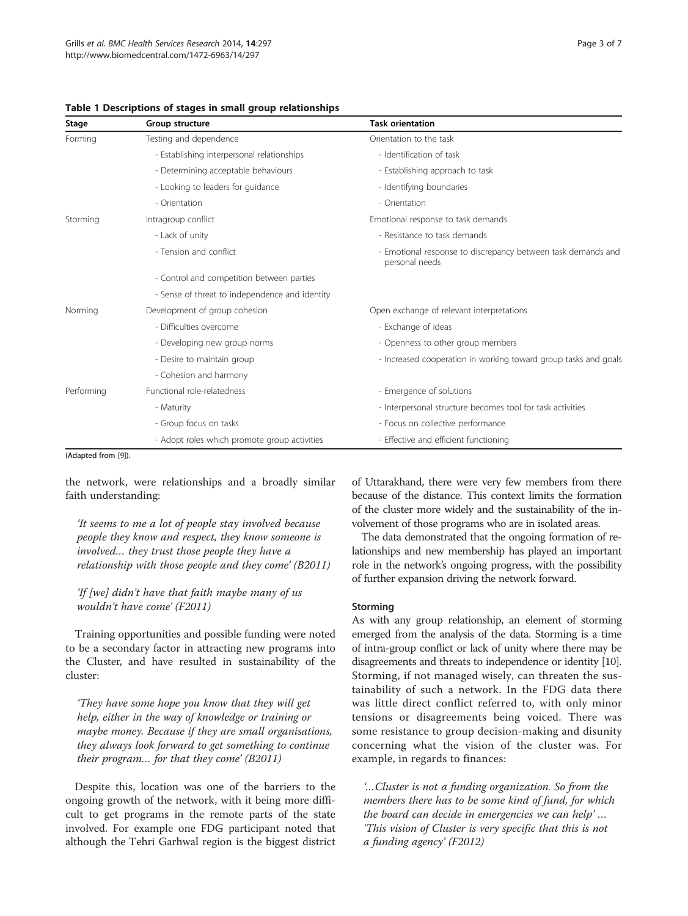**Table 1 Descriptions of stages in small group relationships**

| Stage | Group structure | Task orientation |
|---|---|---|
| Forming | Testing and dependence | Orientation to the task |
| | - Establishing interpersonal relationships | - Identification of task |
| | - Determining acceptable behaviours | - Establishing approach to task |
| | - Looking to leaders for guidance | - Identifying boundaries |
| | - Orientation | - Orientation |
| Storming | Intragroup conflict | Emotional response to task demands |
| | - Lack of unity | - Resistance to task demands |
| | - Tension and conflict | - Emotional response to discrepancy between task demands and personal needs |
| | - Control and competition between parties | |
| | - Sense of threat to independence and identity | |
| Norming | Development of group cohesion | Open exchange of relevant interpretations |
| | - Difficulties overcome | - Exchange of ideas |
| | - Developing new group norms | - Openness to other group members |
| | - Desire to maintain group | - Increased cooperation in working toward group tasks and goals |
| | - Cohesion and harmony | |
| Performing | Functional role-relatedness | - Emergence of solutions |
| | - Maturity | - Interpersonal structure becomes tool for task activities |
| | - Group focus on tasks | - Focus on collective performance |
| | - Adopt roles which promote group activities | - Effective and efficient functioning |

(Adapted from [9]).

the network, were relationships and a broadly similar faith understanding:

> *'It seems to me a lot of people stay involved because people they know and respect, they know someone is involved… they trust those people they have a relationship with those people and they come' (B2011)*

> *'If [we] didn't have that faith maybe many of us wouldn't have come' (F2011)*

Training opportunities and possible funding were noted to be a secondary factor in attracting new programs into the Cluster, and have resulted in sustainability of the cluster:

> *'They have some hope you know that they will get help, either in the way of knowledge or training or maybe money. Because if they are small organisations, they always look forward to get something to continue their program… for that they come' (B2011)*

Despite this, location was one of the barriers to the ongoing growth of the network, with it being more difficult to get programs in the remote parts of the state involved. For example one FDG participant noted that although the Tehri Garhwal region is the biggest district of Uttarakhand, there were very few members from there because of the distance. This context limits the formation of the cluster more widely and the sustainability of the involvement of those programs who are in isolated areas.

The data demonstrated that the ongoing formation of relationships and new membership has played an important role in the network's ongoing progress, with the possibility of further expansion driving the network forward.

#### Storming

As with any group relationship, an element of storming emerged from the analysis of the data. Storming is a time of intra-group conflict or lack of unity where there may be disagreements and threats to independence or identity [10]. Storming, if not managed wisely, can threaten the sustainability of such a network. In the FDG data there was little direct conflict referred to, with only minor tensions or disagreements being voiced. There was some resistance to group decision-making and disunity concerning what the vision of the cluster was. For example, in regards to finances:

> *'…Cluster is not a funding organization. So from the members there has to be some kind of fund, for which the board can decide in emergencies we can help' … 'This vision of Cluster is very specific that this is not a funding agency' (F2012)*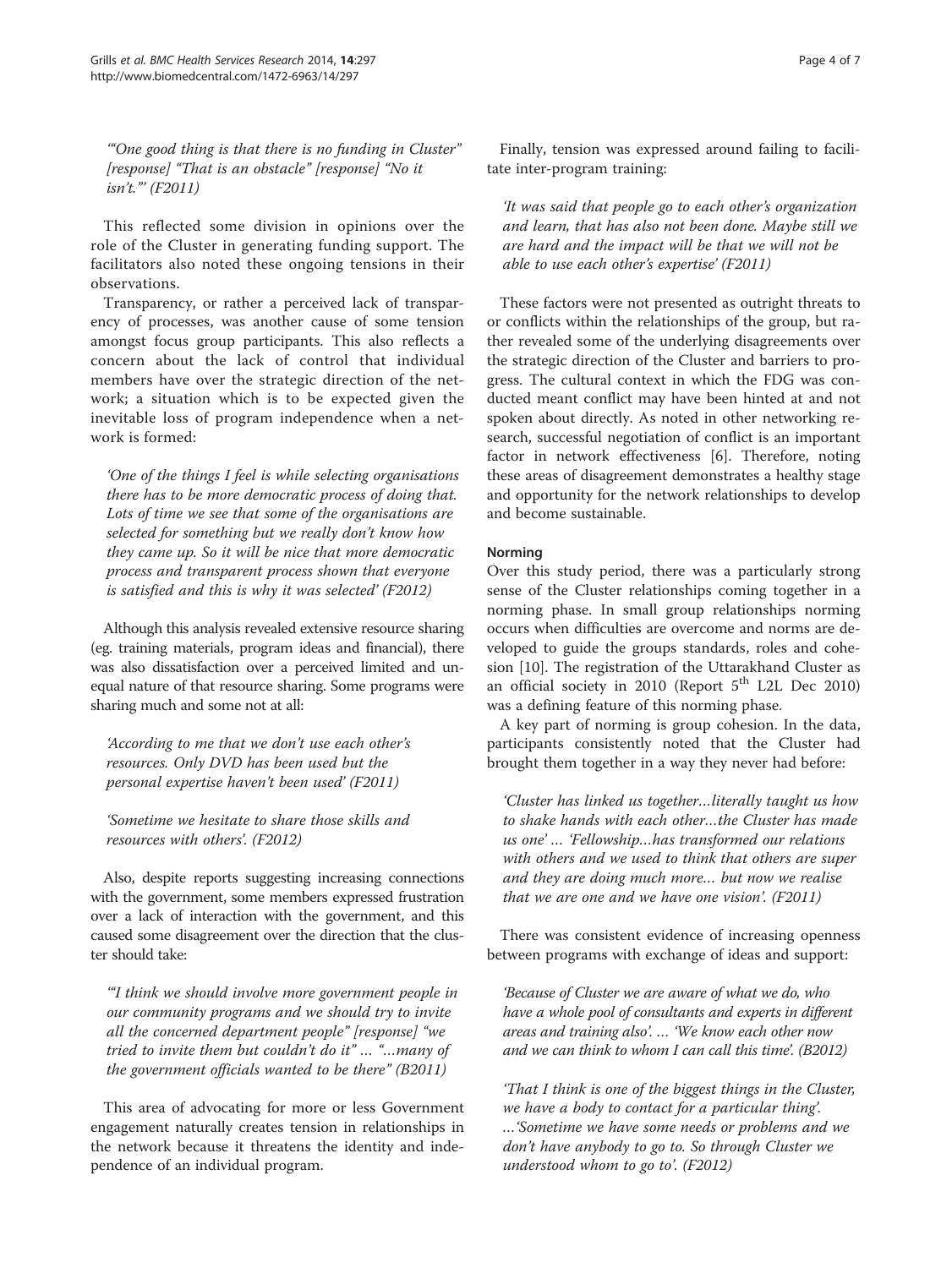'"One good thing is that there is no funding in Cluster" [response] "That is an obstacle" [response] "No it isn't."' (F2011)

This reflected some division in opinions over the role of the Cluster in generating funding support. The facilitators also noted these ongoing tensions in their observations.

Transparency, or rather a perceived lack of transparency of processes, was another cause of some tension amongst focus group participants. This also reflects a concern about the lack of control that individual members have over the strategic direction of the network; a situation which is to be expected given the inevitable loss of program independence when a network is formed:

> 'One of the things I feel is while selecting organisations there has to be more democratic process of doing that. Lots of time we see that some of the organisations are selected for something but we really don't know how they came up. So it will be nice that more democratic process and transparent process shown that everyone is satisfied and this is why it was selected' (F2012)

Although this analysis revealed extensive resource sharing (eg. training materials, program ideas and financial), there was also dissatisfaction over a perceived limited and unequal nature of that resource sharing. Some programs were sharing much and some not at all:

> 'According to me that we don't use each other's resources. Only DVD has been used but the personal expertise haven't been used' (F2011)

> 'Sometime we hesitate to share those skills and resources with others'. (F2012)

Also, despite reports suggesting increasing connections with the government, some members expressed frustration over a lack of interaction with the government, and this caused some disagreement over the direction that the cluster should take:

> '"I think we should involve more government people in our community programs and we should try to invite all the concerned department people" [response] "we tried to invite them but couldn't do it" ... "...many of the government officials wanted to be there" (B2011)

This area of advocating for more or less Government engagement naturally creates tension in relationships in the network because it threatens the identity and independence of an individual program.

Finally, tension was expressed around failing to facilitate inter-program training:

> 'It was said that people go to each other's organization and learn, that has also not been done. Maybe still we are hard and the impact will be that we will not be able to use each other's expertise' (F2011)

These factors were not presented as outright threats to or conflicts within the relationships of the group, but rather revealed some of the underlying disagreements over the strategic direction of the Cluster and barriers to progress. The cultural context in which the FDG was conducted meant conflict may have been hinted at and not spoken about directly. As noted in other networking research, successful negotiation of conflict is an important factor in network effectiveness [6]. Therefore, noting these areas of disagreement demonstrates a healthy stage and opportunity for the network relationships to develop and become sustainable.

#### Norming

Over this study period, there was a particularly strong sense of the Cluster relationships coming together in a norming phase. In small group relationships norming occurs when difficulties are overcome and norms are developed to guide the groups standards, roles and cohesion [10]. The registration of the Uttarakhand Cluster as an official society in 2010 (Report 5th L2L Dec 2010) was a defining feature of this norming phase.

A key part of norming is group cohesion. In the data, participants consistently noted that the Cluster had brought them together in a way they never had before:

> 'Cluster has linked us together…literally taught us how to shake hands with each other…the Cluster has made us one' … 'Fellowship…has transformed our relations with others and we used to think that others are super and they are doing much more… but now we realise that we are one and we have one vision'. (F2011)

There was consistent evidence of increasing openness between programs with exchange of ideas and support:

> 'Because of Cluster we are aware of what we do, who have a whole pool of consultants and experts in different areas and training also'. … 'We know each other now and we can think to whom I can call this time'. (B2012)

> 'That I think is one of the biggest things in the Cluster, we have a body to contact for a particular thing'. …'Sometime we have some needs or problems and we don't have anybody to go to. So through Cluster we understood whom to go to'. (F2012)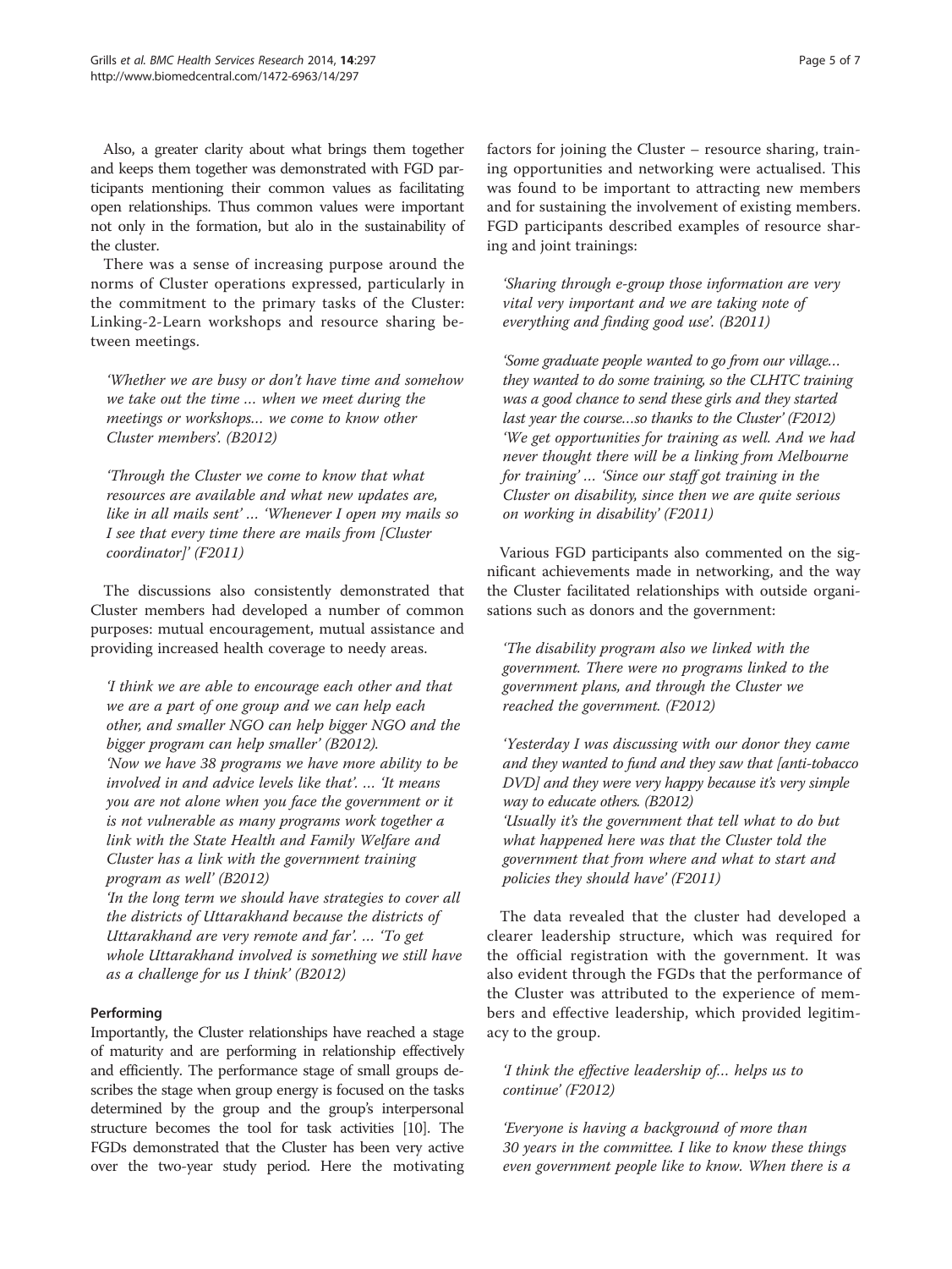Also, a greater clarity about what brings them together and keeps them together was demonstrated with FGD participants mentioning their common values as facilitating open relationships. Thus common values were important not only in the formation, but alo in the sustainability of the cluster.

There was a sense of increasing purpose around the norms of Cluster operations expressed, particularly in the commitment to the primary tasks of the Cluster: Linking-2-Learn workshops and resource sharing between meetings.

> *'Whether we are busy or don't have time and somehow we take out the time ... when we meet during the meetings or workshops... we come to know other Cluster members'. (B2012)*

> *'Through the Cluster we come to know that what resources are available and what new updates are, like in all mails sent' ... 'Whenever I open my mails so I see that every time there are mails from [Cluster coordinator]' (F2011)*

The discussions also consistently demonstrated that Cluster members had developed a number of common purposes: mutual encouragement, mutual assistance and providing increased health coverage to needy areas.

> *'I think we are able to encourage each other and that we are a part of one group and we can help each other, and smaller NGO can help bigger NGO and the bigger program can help smaller' (B2012).*
> *'Now we have 38 programs we have more ability to be involved in and advice levels like that'. ... 'It means you are not alone when you face the government or it is not vulnerable as many programs work together a link with the State Health and Family Welfare and Cluster has a link with the government training program as well' (B2012)*
> *'In the long term we should have strategies to cover all the districts of Uttarakhand because the districts of Uttarakhand are very remote and far'. ... 'To get whole Uttarakhand involved is something we still have as a challenge for us I think' (B2012)*

### Performing

Importantly, the Cluster relationships have reached a stage of maturity and are performing in relationship effectively and efficiently. The performance stage of small groups describes the stage when group energy is focused on the tasks determined by the group and the group's interpersonal structure becomes the tool for task activities [10]. The FGDs demonstrated that the Cluster has been very active over the two-year study period. Here the motivating factors for joining the Cluster – resource sharing, training opportunities and networking were actualised. This was found to be important to attracting new members and for sustaining the involvement of existing members. FGD participants described examples of resource sharing and joint trainings:

> *'Sharing through e-group those information are very vital very important and we are taking note of everything and finding good use'. (B2011)*

> *'Some graduate people wanted to go from our village... they wanted to do some training, so the CLHTC training was a good chance to send these girls and they started last year the course...so thanks to the Cluster' (F2012)*
> *'We get opportunities for training as well. And we had never thought there will be a linking from Melbourne for training' ... 'Since our staff got training in the Cluster on disability, since then we are quite serious on working in disability' (F2011)*

Various FGD participants also commented on the significant achievements made in networking, and the way the Cluster facilitated relationships with outside organisations such as donors and the government:

> *'The disability program also we linked with the government. There were no programs linked to the government plans, and through the Cluster we reached the government. (F2012)*

> *'Yesterday I was discussing with our donor they came and they wanted to fund and they saw that [anti-tobacco DVD] and they were very happy because it's very simple way to educate others. (B2012)*
> *'Usually it's the government that tell what to do but what happened here was that the Cluster told the government that from where and what to start and policies they should have' (F2011)*

The data revealed that the cluster had developed a clearer leadership structure, which was required for the official registration with the government. It was also evident through the FGDs that the performance of the Cluster was attributed to the experience of members and effective leadership, which provided legitimacy to the group.

> *'I think the effective leadership of... helps us to continue' (F2012)*

> *'Everyone is having a background of more than 30 years in the committee. I like to know these things even government people like to know. When there is a*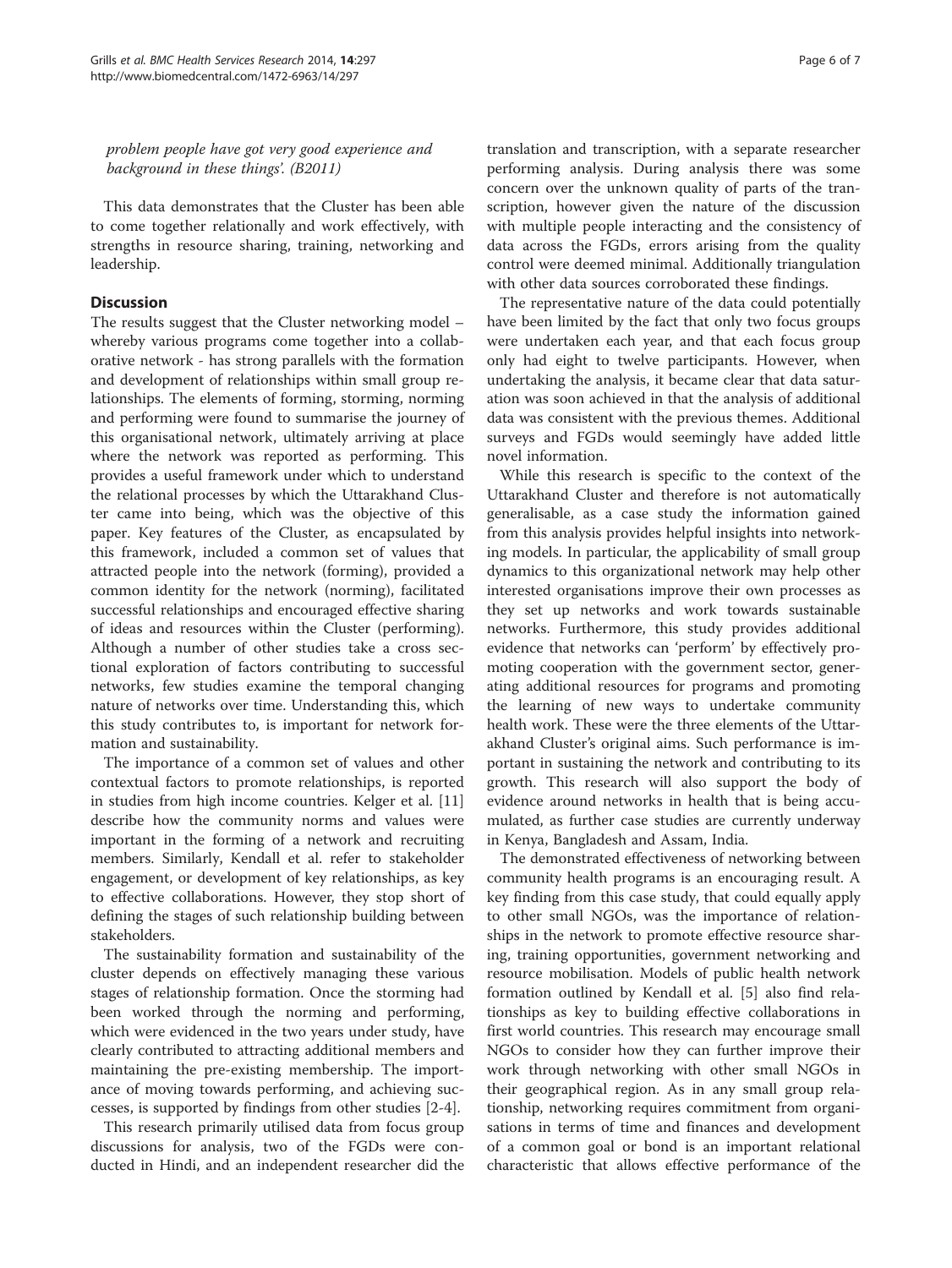*problem people have got very good experience and background in these things'. (B2011)*

This data demonstrates that the Cluster has been able to come together relationally and work effectively, with strengths in resource sharing, training, networking and leadership.

## Discussion

The results suggest that the Cluster networking model – whereby various programs come together into a collaborative network - has strong parallels with the formation and development of relationships within small group relationships. The elements of forming, storming, norming and performing were found to summarise the journey of this organisational network, ultimately arriving at place where the network was reported as performing. This provides a useful framework under which to understand the relational processes by which the Uttarakhand Cluster came into being, which was the objective of this paper. Key features of the Cluster, as encapsulated by this framework, included a common set of values that attracted people into the network (forming), provided a common identity for the network (norming), facilitated successful relationships and encouraged effective sharing of ideas and resources within the Cluster (performing). Although a number of other studies take a cross sectional exploration of factors contributing to successful networks, few studies examine the temporal changing nature of networks over time. Understanding this, which this study contributes to, is important for network formation and sustainability.

The importance of a common set of values and other contextual factors to promote relationships, is reported in studies from high income countries. Kelger et al. [11] describe how the community norms and values were important in the forming of a network and recruiting members. Similarly, Kendall et al. refer to stakeholder engagement, or development of key relationships, as key to effective collaborations. However, they stop short of defining the stages of such relationship building between stakeholders.

The sustainability formation and sustainability of the cluster depends on effectively managing these various stages of relationship formation. Once the storming had been worked through the norming and performing, which were evidenced in the two years under study, have clearly contributed to attracting additional members and maintaining the pre-existing membership. The importance of moving towards performing, and achieving successes, is supported by findings from other studies [2-4].

This research primarily utilised data from focus group discussions for analysis, two of the FGDs were conducted in Hindi, and an independent researcher did the translation and transcription, with a separate researcher performing analysis. During analysis there was some concern over the unknown quality of parts of the transcription, however given the nature of the discussion with multiple people interacting and the consistency of data across the FGDs, errors arising from the quality control were deemed minimal. Additionally triangulation with other data sources corroborated these findings.

The representative nature of the data could potentially have been limited by the fact that only two focus groups were undertaken each year, and that each focus group only had eight to twelve participants. However, when undertaking the analysis, it became clear that data saturation was soon achieved in that the analysis of additional data was consistent with the previous themes. Additional surveys and FGDs would seemingly have added little novel information.

While this research is specific to the context of the Uttarakhand Cluster and therefore is not automatically generalisable, as a case study the information gained from this analysis provides helpful insights into networking models. In particular, the applicability of small group dynamics to this organizational network may help other interested organisations improve their own processes as they set up networks and work towards sustainable networks. Furthermore, this study provides additional evidence that networks can 'perform' by effectively promoting cooperation with the government sector, generating additional resources for programs and promoting the learning of new ways to undertake community health work. These were the three elements of the Uttarakhand Cluster's original aims. Such performance is important in sustaining the network and contributing to its growth. This research will also support the body of evidence around networks in health that is being accumulated, as further case studies are currently underway in Kenya, Bangladesh and Assam, India.

The demonstrated effectiveness of networking between community health programs is an encouraging result. A key finding from this case study, that could equally apply to other small NGOs, was the importance of relationships in the network to promote effective resource sharing, training opportunities, government networking and resource mobilisation. Models of public health network formation outlined by Kendall et al. [5] also find relationships as key to building effective collaborations in first world countries. This research may encourage small NGOs to consider how they can further improve their work through networking with other small NGOs in their geographical region. As in any small group relationship, networking requires commitment from organisations in terms of time and finances and development of a common goal or bond is an important relational characteristic that allows effective performance of the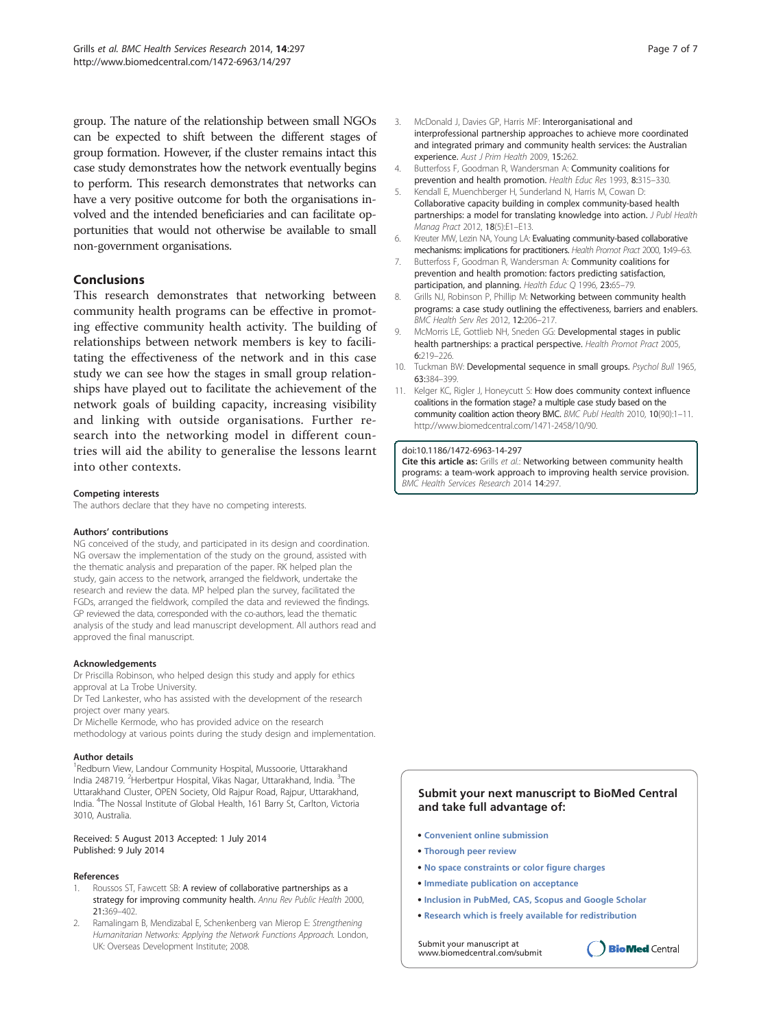group. The nature of the relationship between small NGOs can be expected to shift between the different stages of group formation. However, if the cluster remains intact this case study demonstrates how the network eventually begins to perform. This research demonstrates that networks can have a very positive outcome for both the organisations involved and the intended beneficiaries and can facilitate opportunities that would not otherwise be available to small non-government organisations.

## Conclusions

This research demonstrates that networking between community health programs can be effective in promoting effective community health activity. The building of relationships between network members is key to facilitating the effectiveness of the network and in this case study we can see how the stages in small group relationships have played out to facilitate the achievement of the network goals of building capacity, increasing visibility and linking with outside organisations. Further research into the networking model in different countries will aid the ability to generalise the lessons learnt into other contexts.

#### Competing interests

The authors declare that they have no competing interests.

#### Authors' contributions

NG conceived of the study, and participated in its design and coordination. NG oversaw the implementation of the study on the ground, assisted with the thematic analysis and preparation of the paper. RK helped plan the study, gain access to the network, arranged the fieldwork, undertake the research and review the data. MP helped plan the survey, facilitated the FGDs, arranged the fieldwork, compiled the data and reviewed the findings. GP reviewed the data, corresponded with the co-authors, lead the thematic analysis of the study and lead manuscript development. All authors read and approved the final manuscript.

#### Acknowledgements

Dr Priscilla Robinson, who helped design this study and apply for ethics approval at La Trobe University.

Dr Ted Lankester, who has assisted with the development of the research project over many years.

Dr Michelle Kermode, who has provided advice on the research methodology at various points during the study design and implementation.

#### Author details

[1]Redburn View, Landour Community Hospital, Mussoorie, Uttarakhand India 248719. [2]Herbertpur Hospital, Vikas Nagar, Uttarakhand, India. [3]The Uttarakhand Cluster, OPEN Society, Old Rajpur Road, Rajpur, Uttarakhand, India. [4]The Nossal Institute of Global Health, 161 Barry St, Carlton, Victoria 3010, Australia.

Received: 5 August 2013 Accepted: 1 July 2014
Published: 9 July 2014

#### References

1. Roussos ST, Fawcett SB: **A review of collaborative partnerships as a strategy for improving community health.** *Annu Rev Public Health* 2000, **21**:369–402.
2. Ramalingam B, Mendizabal E, Schenkenberg van Mierop E: *Strengthening Humanitarian Networks: Applying the Network Functions Approach.* London, UK: Overseas Development Institute; 2008.
3. McDonald J, Davies GP, Harris MF: **Interorganisational and interprofessional partnership approaches to achieve more coordinated and integrated primary and community health services: the Australian experience.** *Aust J Prim Health* 2009, **15**:262.
4. Butterfoss F, Goodman R, Wandersman A: **Community coalitions for prevention and health promotion.** *Health Educ Res* 1993, **8**:315–330.
5. Kendall E, Muenchberger H, Sunderland N, Harris M, Cowan D: **Collaborative capacity building in complex community-based health partnerships: a model for translating knowledge into action.** *J Publ Health Manag Pract* 2012, **18**(5):E1–E13.
6. Kreuter MW, Lezin NA, Young LA: **Evaluating community-based collaborative mechanisms: implications for practitioners.** *Health Promot Pract* 2000, **1**:49–63.
7. Butterfoss F, Goodman R, Wandersman A: **Community coalitions for prevention and health promotion: factors predicting satisfaction, participation, and planning.** *Health Educ Q* 1996, **23**:65–79.
8. Grills NJ, Robinson P, Phillip M: **Networking between community health programs: a case study outlining the effectiveness, barriers and enablers.** *BMC Health Serv Res* 2012, **12**:206–217.
9. McMorris LE, Gottlieb NH, Sneden GG: **Developmental stages in public health partnerships: a practical perspective.** *Health Promot Pract* 2005, **6**:219–226.
10. Tuckman BW: **Developmental sequence in small groups.** *Psychol Bull* 1965, **63**:384–399.
11. Kelger KC, Rigler J, Honeycutt S: **How does community context influence coalitions in the formation stage? a multiple case study based on the community coalition action theory BMC.** *BMC Publ Health* 2010, **10**(90):1–11. http://www.biomedcentral.com/1471-2458/10/90.

doi:10.1186/1472-6963-14-297
**Cite this article as:** Grills *et al.*: Networking between community health programs: a team-work approach to improving health service provision. *BMC Health Services Research* 2014 **14**:297.

**Submit your next manuscript to BioMed Central and take full advantage of:**

- Convenient online submission
- Thorough peer review
- No space constraints or color figure charges
- Immediate publication on acceptance
- Inclusion in PubMed, CAS, Scopus and Google Scholar
- Research which is freely available for redistribution

Submit your manuscript at
www.biomedcentral.com/submit

BioMed Central